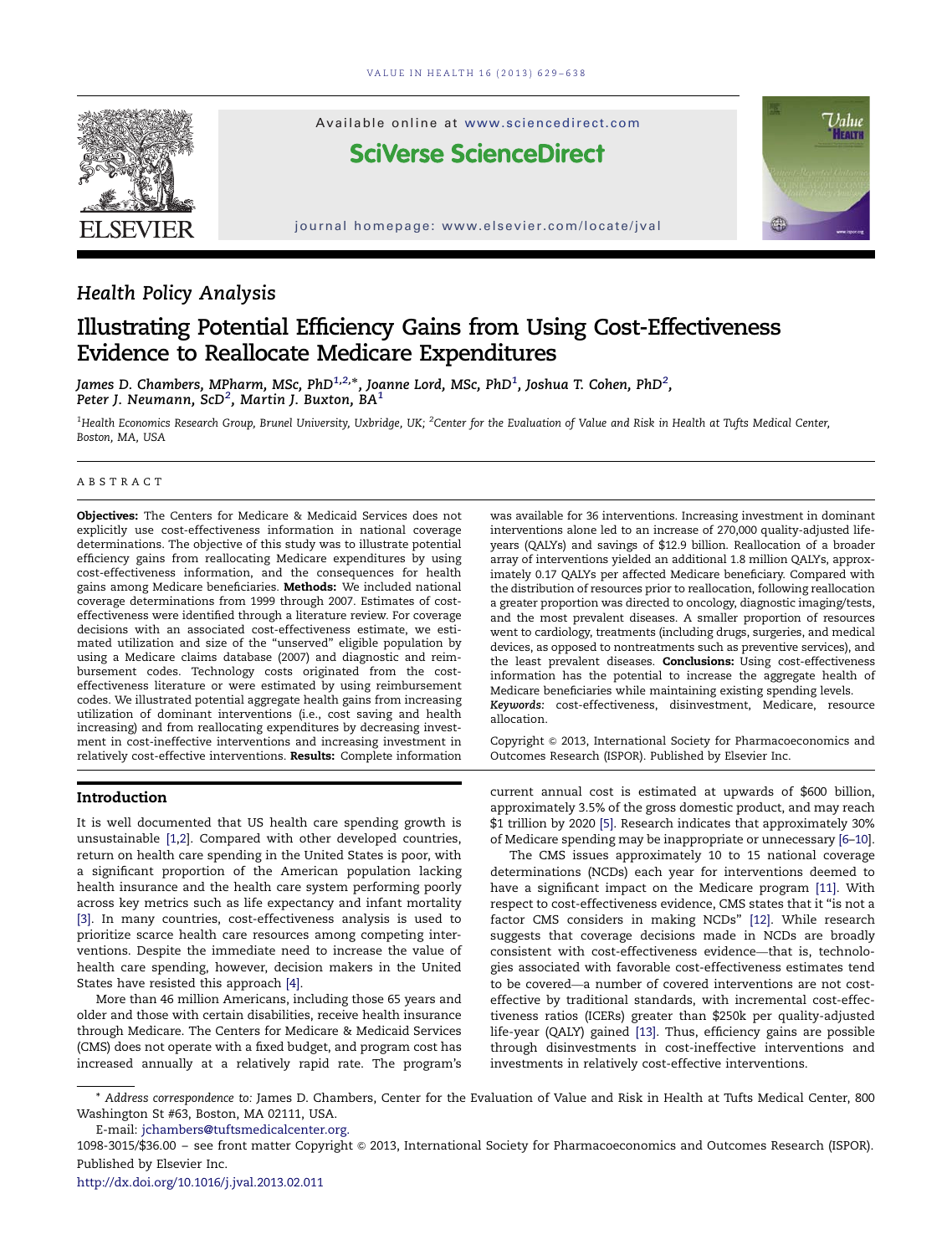Health Policy Analysis

# Illustrating Potential Efficiency Gains from Using Cost-Effectiveness Evidence to Reallocate Medicare Expenditures

*James D. Chambers, MPharm, MSc, PhD*[1,2,*], *Joanne Lord, MSc, PhD*[1], *Joshua T. Cohen, PhD*[2], *Peter J. Neumann, ScD*[2], *Martin J. Buxton, BA*[1]

[1]Health Economics Research Group, Brunel University, Uxbridge, UK; [2]Center for the Evaluation of Value and Risk in Health at Tufts Medical Center, Boston, MA, USA

## ABSTRACT

**Objectives:** The Centers for Medicare & Medicaid Services does not explicitly use cost-effectiveness information in national coverage determinations. The objective of this study was to illustrate potential efficiency gains from reallocating Medicare expenditures by using cost-effectiveness information, and the consequences for health gains among Medicare beneficiaries. **Methods:** We included national coverage determinations from 1999 through 2007. Estimates of cost-effectiveness were identified through a literature review. For coverage decisions with an associated cost-effectiveness estimate, we estimated utilization and size of the "unserved" eligible population by using a Medicare claims database (2007) and diagnostic and reimbursement codes. Technology costs originated from the cost-effectiveness literature or were estimated by using reimbursement codes. We illustrated potential aggregate health gains from increasing utilization of dominant interventions (i.e., cost saving and health increasing) and from reallocating expenditures by decreasing investment in cost-ineffective interventions and increasing investment in relatively cost-effective interventions. **Results:** Complete information was available for 36 interventions. Increasing investment in dominant interventions alone led to an increase of 270,000 quality-adjusted life-years (QALYs) and savings of \$12.9 billion. Reallocation of a broader array of interventions yielded an additional 1.8 million QALYs, approximately 0.17 QALYs per affected Medicare beneficiary. Compared with the distribution of resources prior to reallocation, following reallocation a greater proportion was directed to oncology, diagnostic imaging/tests, and the most prevalent diseases. A smaller proportion of resources went to cardiology, treatments (including drugs, surgeries, and medical devices, as opposed to nontreatments such as preventive services), and the least prevalent diseases. **Conclusions:** Using cost-effectiveness information has the potential to increase the aggregate health of Medicare beneficiaries while maintaining existing spending levels.

*Keywords:* cost-effectiveness, disinvestment, Medicare, resource allocation.

Copyright © 2013, International Society for Pharmacoeconomics and Outcomes Research (ISPOR). Published by Elsevier Inc.

## Introduction

It is well documented that US health care spending growth is unsustainable [1,2]. Compared with other developed countries, return on health care spending in the United States is poor, with a significant proportion of the American population lacking health insurance and the health care system performing poorly across key metrics such as life expectancy and infant mortality [3]. In many countries, cost-effectiveness analysis is used to prioritize scarce health care resources among competing interventions. Despite the immediate need to increase the value of health care spending, however, decision makers in the United States have resisted this approach [4].

More than 46 million Americans, including those 65 years and older and those with certain disabilities, receive health insurance through Medicare. The Centers for Medicare & Medicaid Services (CMS) does not operate with a fixed budget, and program cost has increased annually at a relatively rapid rate. The program's current annual cost is estimated at upwards of \$600 billion, approximately 3.5% of the gross domestic product, and may reach \$1 trillion by 2020 [5]. Research indicates that approximately 30% of Medicare spending may be inappropriate or unnecessary [6–10].

The CMS issues approximately 10 to 15 national coverage determinations (NCDs) each year for interventions deemed to have a significant impact on the Medicare program [11]. With respect to cost-effectiveness evidence, CMS states that it "is not a factor CMS considers in making NCDs" [12]. While research suggests that coverage decisions made in NCDs are broadly consistent with cost-effectiveness evidence—that is, technologies associated with favorable cost-effectiveness estimates tend to be covered—a number of covered interventions are not cost-effective by traditional standards, with incremental cost-effectiveness ratios (ICERs) greater than \$250k per quality-adjusted life-year (QALY) gained [13]. Thus, efficiency gains are possible through disinvestments in cost-ineffective interventions and investments in relatively cost-effective interventions.

\* Address correspondence to: James D. Chambers, Center for the Evaluation of Value and Risk in Health at Tufts Medical Center, 800 Washington St #63, Boston, MA 02111, USA.

E-mail: jchambers@tuftsmedicalcenter.org.

1098-3015/\$36.00 – see front matter Copyright © 2013, International Society for Pharmacoeconomics and Outcomes Research (ISPOR). Published by Elsevier Inc.

http://dx.doi.org/10.1016/j.jval.2013.02.011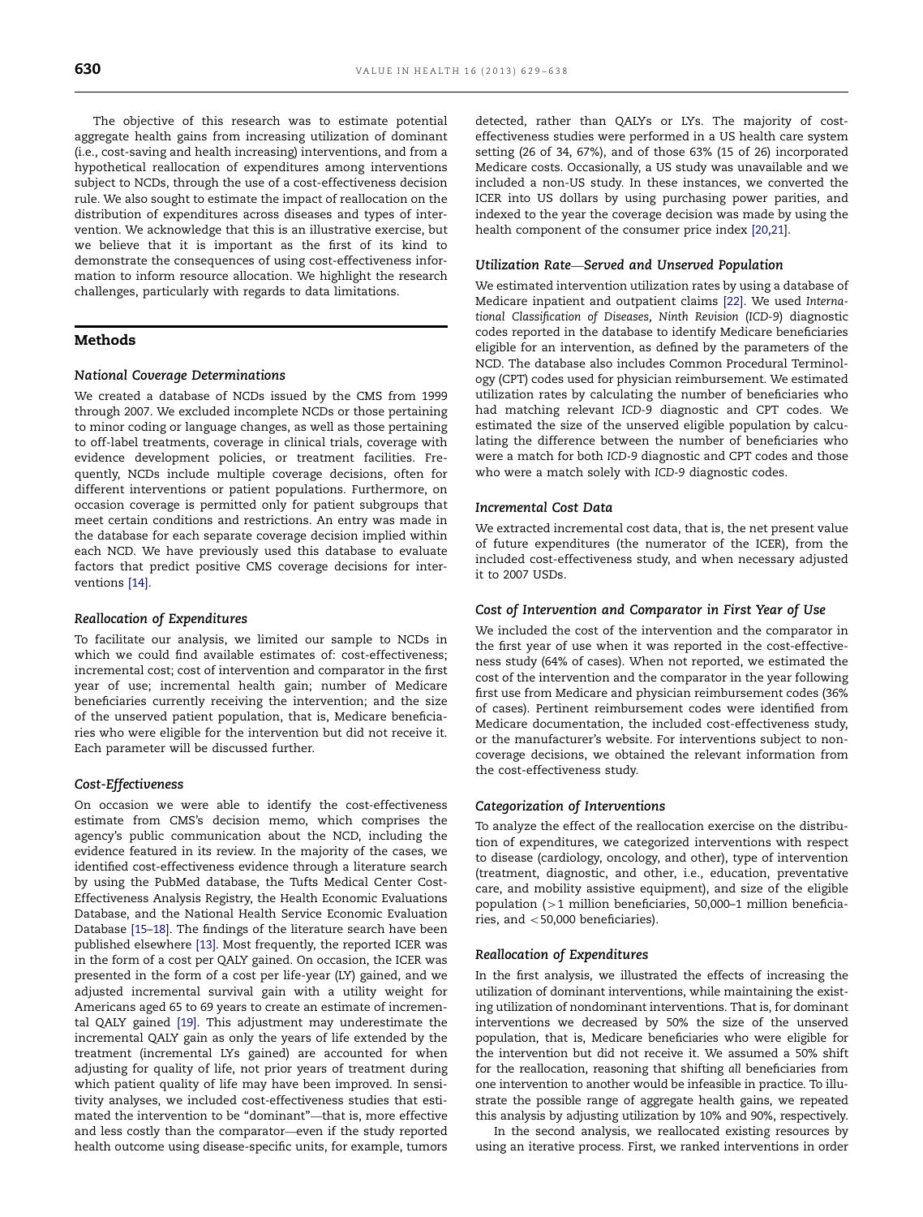The objective of this research was to estimate potential aggregate health gains from increasing utilization of dominant (i.e., cost-saving and health increasing) interventions, and from a hypothetical reallocation of expenditures among interventions subject to NCDs, through the use of a cost-effectiveness decision rule. We also sought to estimate the impact of reallocation on the distribution of expenditures across diseases and types of intervention. We acknowledge that this is an illustrative exercise, but we believe that it is important as the first of its kind to demonstrate the consequences of using cost-effectiveness information to inform resource allocation. We highlight the research challenges, particularly with regards to data limitations.

## Methods

### National Coverage Determinations

We created a database of NCDs issued by the CMS from 1999 through 2007. We excluded incomplete NCDs or those pertaining to minor coding or language changes, as well as those pertaining to off-label treatments, coverage in clinical trials, coverage with evidence development policies, or treatment facilities. Frequently, NCDs include multiple coverage decisions, often for different interventions or patient populations. Furthermore, on occasion coverage is permitted only for patient subgroups that meet certain conditions and restrictions. An entry was made in the database for each separate coverage decision implied within each NCD. We have previously used this database to evaluate factors that predict positive CMS coverage decisions for interventions [14].

### Reallocation of Expenditures

To facilitate our analysis, we limited our sample to NCDs in which we could find available estimates of: cost-effectiveness; incremental cost; cost of intervention and comparator in the first year of use; incremental health gain; number of Medicare beneficiaries currently receiving the intervention; and the size of the unserved patient population, that is, Medicare beneficiaries who were eligible for the intervention but did not receive it. Each parameter will be discussed further.

### Cost-Effectiveness

On occasion we were able to identify the cost-effectiveness estimate from CMS's decision memo, which comprises the agency's public communication about the NCD, including the evidence featured in its review. In the majority of the cases, we identified cost-effectiveness evidence through a literature search by using the PubMed database, the Tufts Medical Center Cost-Effectiveness Analysis Registry, the Health Economic Evaluations Database, and the National Health Service Economic Evaluation Database [15–18]. The findings of the literature search have been published elsewhere [13]. Most frequently, the reported ICER was in the form of a cost per QALY gained. On occasion, the ICER was presented in the form of a cost per life-year (LY) gained, and we adjusted incremental survival gain with a utility weight for Americans aged 65 to 69 years to create an estimate of incremental QALY gained [19]. This adjustment may underestimate the incremental QALY gain as only the years of life extended by the treatment (incremental LYs gained) are accounted for when adjusting for quality of life, not prior years of treatment during which patient quality of life may have been improved. In sensitivity analyses, we included cost-effectiveness studies that estimated the intervention to be "dominant"—that is, more effective and less costly than the comparator—even if the study reported health outcome using disease-specific units, for example, tumors detected, rather than QALYs or LYs. The majority of cost-effectiveness studies were performed in a US health care system setting (26 of 34, 67%), and of those 63% (15 of 26) incorporated Medicare costs. Occasionally, a US study was unavailable and we included a non-US study. In these instances, we converted the ICER into US dollars by using purchasing power parities, and indexed to the year the coverage decision was made by using the health component of the consumer price index [20,21].

### Utilization Rate—Served and Unserved Population

We estimated intervention utilization rates by using a database of Medicare inpatient and outpatient claims [22]. We used *International Classification of Diseases, Ninth Revision* (*ICD-9*) diagnostic codes reported in the database to identify Medicare beneficiaries eligible for an intervention, as defined by the parameters of the NCD. The database also includes Common Procedural Terminology (CPT) codes used for physician reimbursement. We estimated utilization rates by calculating the number of beneficiaries who had matching relevant *ICD-9* diagnostic and CPT codes. We estimated the size of the unserved eligible population by calculating the difference between the number of beneficiaries who were a match for both *ICD-9* diagnostic and CPT codes and those who were a match solely with *ICD-9* diagnostic codes.

### Incremental Cost Data

We extracted incremental cost data, that is, the net present value of future expenditures (the numerator of the ICER), from the included cost-effectiveness study, and when necessary adjusted it to 2007 USDs.

### Cost of Intervention and Comparator in First Year of Use

We included the cost of the intervention and the comparator in the first year of use when it was reported in the cost-effectiveness study (64% of cases). When not reported, we estimated the cost of the intervention and the comparator in the year following first use from Medicare and physician reimbursement codes (36% of cases). Pertinent reimbursement codes were identified from Medicare documentation, the included cost-effectiveness study, or the manufacturer's website. For interventions subject to non-coverage decisions, we obtained the relevant information from the cost-effectiveness study.

### Categorization of Interventions

To analyze the effect of the reallocation exercise on the distribution of expenditures, we categorized interventions with respect to disease (cardiology, oncology, and other), type of intervention (treatment, diagnostic, and other, i.e., education, preventative care, and mobility assistive equipment), and size of the eligible population (>1 million beneficiaries, 50,000–1 million beneficiaries, and <50,000 beneficiaries).

### Reallocation of Expenditures

In the first analysis, we illustrated the effects of increasing the utilization of dominant interventions, while maintaining the existing utilization of nondominant interventions. That is, for dominant interventions we decreased by 50% the size of the unserved population, that is, Medicare beneficiaries who were eligible for the intervention but did not receive it. We assumed a 50% shift for the reallocation, reasoning that shifting *all* beneficiaries from one intervention to another would be infeasible in practice. To illustrate the possible range of aggregate health gains, we repeated this analysis by adjusting utilization by 10% and 90%, respectively.

In the second analysis, we reallocated existing resources by using an iterative process. First, we ranked interventions in order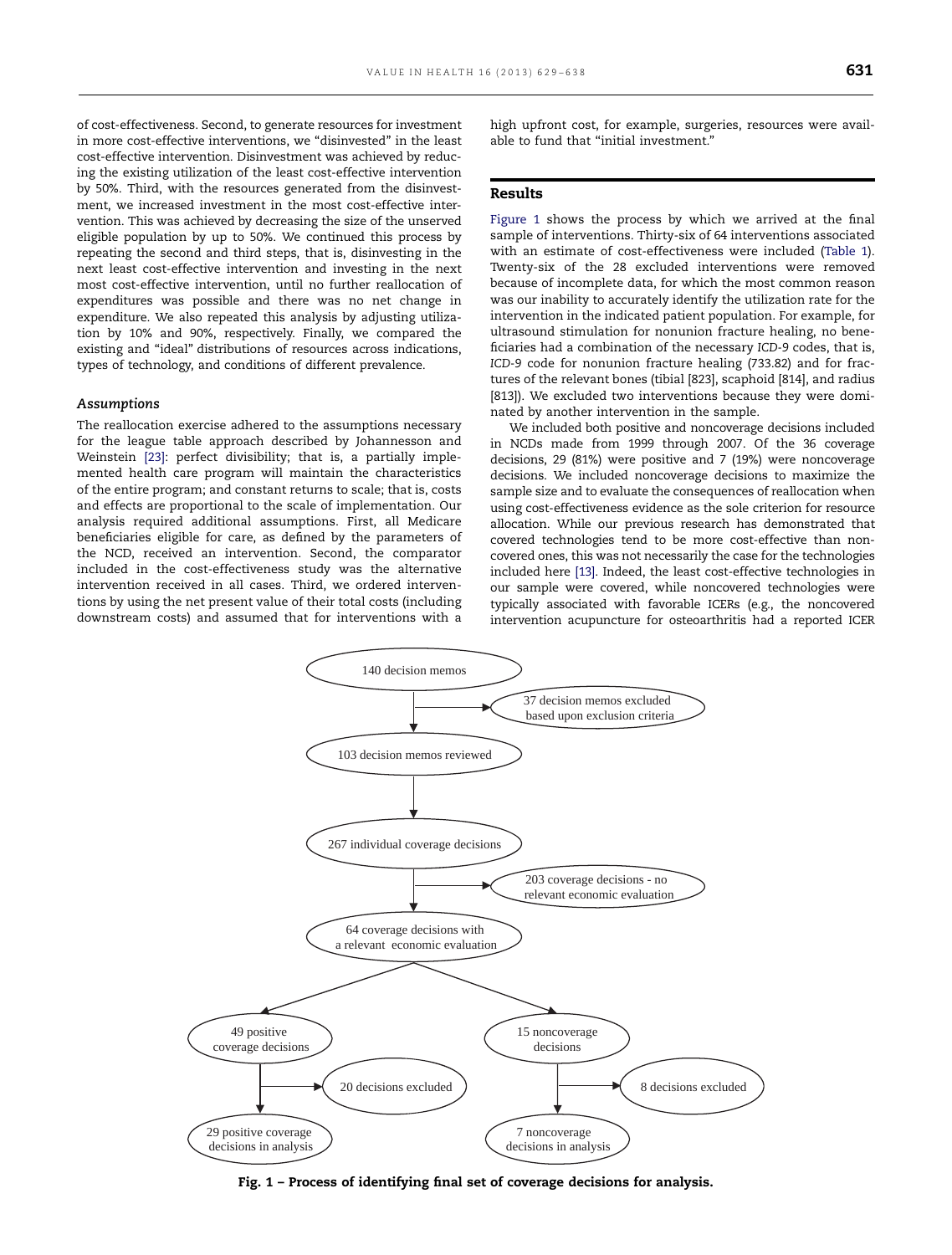of cost-effectiveness. Second, to generate resources for investment in more cost-effective interventions, we "disinvested" in the least cost-effective intervention. Disinvestment was achieved by reducing the existing utilization of the least cost-effective intervention by 50%. Third, with the resources generated from the disinvestment, we increased investment in the most cost-effective intervention. This was achieved by decreasing the size of the unserved eligible population by up to 50%. We continued this process by repeating the second and third steps, that is, disinvesting in the next least cost-effective intervention and investing in the next most cost-effective intervention, until no further reallocation of expenditures was possible and there was no net change in expenditure. We also repeated this analysis by adjusting utilization by 10% and 90%, respectively. Finally, we compared the existing and "ideal" distributions of resources across indications, types of technology, and conditions of different prevalence.

### *Assumptions*

The reallocation exercise adhered to the assumptions necessary for the league table approach described by Johannesson and Weinstein [23]: perfect divisibility; that is, a partially implemented health care program will maintain the characteristics of the entire program; and constant returns to scale; that is, costs and effects are proportional to the scale of implementation. Our analysis required additional assumptions. First, all Medicare beneficiaries eligible for care, as defined by the parameters of the NCD, received an intervention. Second, the comparator included in the cost-effectiveness study was the alternative intervention received in all cases. Third, we ordered interventions by using the net present value of their total costs (including downstream costs) and assumed that for interventions with a high upfront cost, for example, surgeries, resources were available to fund that "initial investment."

## Results

Figure 1 shows the process by which we arrived at the final sample of interventions. Thirty-six of 64 interventions associated with an estimate of cost-effectiveness were included (Table 1). Twenty-six of the 28 excluded interventions were removed because of incomplete data, for which the most common reason was our inability to accurately identify the utilization rate for the intervention in the indicated patient population. For example, for ultrasound stimulation for nonunion fracture healing, no beneficiaries had a combination of the necessary *ICD-9* codes, that is, *ICD-9* code for nonunion fracture healing (733.82) and for fractures of the relevant bones (tibial [823], scaphoid [814], and radius [813]). We excluded two interventions because they were dominated by another intervention in the sample.

We included both positive and noncoverage decisions included in NCDs made from 1999 through 2007. Of the 36 coverage decisions, 29 (81%) were positive and 7 (19%) were noncoverage decisions. We included noncoverage decisions to maximize the sample size and to evaluate the consequences of reallocation when using cost-effectiveness evidence as the sole criterion for resource allocation. While our previous research has demonstrated that covered technologies tend to be more cost-effective than noncovered ones, this was not necessarily the case for the technologies included here [13]. Indeed, the least cost-effective technologies in our sample were covered, while noncovered technologies were typically associated with favorable ICERs (e.g., the noncovered intervention acupuncture for osteoarthritis had a reported ICER

140 decision memos → 37 decision memos excluded based upon exclusion criteria
103 decision memos reviewed
267 individual coverage decisions → 203 coverage decisions - no relevant economic evaluation
64 coverage decisions with a relevant economic evaluation
49 positive coverage decisions → 20 decisions excluded → 29 positive coverage decisions in analysis
15 noncoverage decisions → 8 decisions excluded → 7 noncoverage decisions in analysis

**Fig. 1 – Process of identifying final set of coverage decisions for analysis.**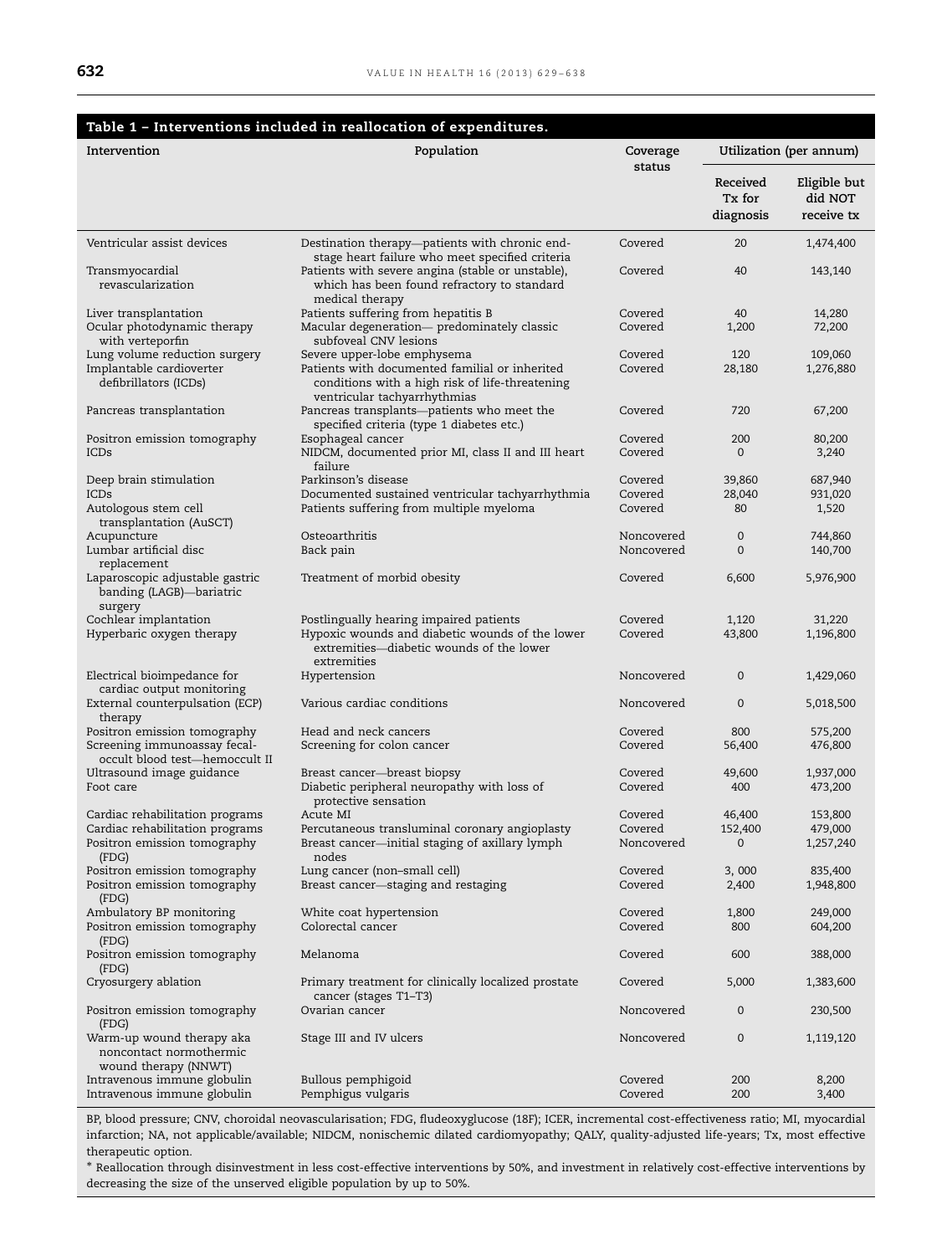**Table 1 – Interventions included in reallocation of expenditures.**

| Intervention | Population | Coverage status | Utilization (per annum) | |
|---|---|---|---|---|
| | | | Received Tx for diagnosis | Eligible but did NOT receive tx |
| Ventricular assist devices | Destination therapy—patients with chronic end-stage heart failure who meet specified criteria | Covered | 20 | 1,474,400 |
| Transmyocardial revascularization | Patients with severe angina (stable or unstable), which has been found refractory to standard medical therapy | Covered | 40 | 143,140 |
| Liver transplantation | Patients suffering from hepatitis B | Covered | 40 | 14,280 |
| Ocular photodynamic therapy with verteporfin | Macular degeneration— predominately classic subfoveal CNV lesions | Covered | 1,200 | 72,200 |
| Lung volume reduction surgery | Severe upper-lobe emphysema | Covered | 120 | 109,060 |
| Implantable cardioverter defibrillators (ICDs) | Patients with documented familial or inherited conditions with a high risk of life-threatening ventricular tachyarrhythmias | Covered | 28,180 | 1,276,880 |
| Pancreas transplantation | Pancreas transplants—patients who meet the specified criteria (type 1 diabetes etc.) | Covered | 720 | 67,200 |
| Positron emission tomography | Esophageal cancer | Covered | 200 | 80,200 |
| ICDs | NIDCM, documented prior MI, class II and III heart failure | Covered | 0 | 3,240 |
| Deep brain stimulation | Parkinson's disease | Covered | 39,860 | 687,940 |
| ICDs | Documented sustained ventricular tachyarrhythmia | Covered | 28,040 | 931,020 |
| Autologous stem cell transplantation (AuSCT) | Patients suffering from multiple myeloma | Covered | 80 | 1,520 |
| Acupuncture | Osteoarthritis | Noncovered | 0 | 744,860 |
| Lumbar artificial disc replacement | Back pain | Noncovered | 0 | 140,700 |
| Laparoscopic adjustable gastric banding (LAGB)—bariatric surgery | Treatment of morbid obesity | Covered | 6,600 | 5,976,900 |
| Cochlear implantation | Postlingually hearing impaired patients | Covered | 1,120 | 31,220 |
| Hyperbaric oxygen therapy | Hypoxic wounds and diabetic wounds of the lower extremities—diabetic wounds of the lower extremities | Covered | 43,800 | 1,196,800 |
| Electrical bioimpedance for cardiac output monitoring | Hypertension | Noncovered | 0 | 1,429,060 |
| External counterpulsation (ECP) therapy | Various cardiac conditions | Noncovered | 0 | 5,018,500 |
| Positron emission tomography | Head and neck cancers | Covered | 800 | 575,200 |
| Screening immunoassay fecal-occult blood test—hemoccult II | Screening for colon cancer | Covered | 56,400 | 476,800 |
| Ultrasound image guidance | Breast cancer—breast biopsy | Covered | 49,600 | 1,937,000 |
| Foot care | Diabetic peripheral neuropathy with loss of protective sensation | Covered | 400 | 473,200 |
| Cardiac rehabilitation programs | Acute MI | Covered | 46,400 | 153,800 |
| Cardiac rehabilitation programs | Percutaneous transluminal coronary angioplasty | Covered | 152,400 | 479,000 |
| Positron emission tomography (FDG) | Breast cancer—initial staging of axillary lymph nodes | Noncovered | 0 | 1,257,240 |
| Positron emission tomography | Lung cancer (non–small cell) | Covered | 3, 000 | 835,400 |
| Positron emission tomography (FDG) | Breast cancer—staging and restaging | Covered | 2,400 | 1,948,800 |
| Ambulatory BP monitoring | White coat hypertension | Covered | 1,800 | 249,000 |
| Positron emission tomography (FDG) | Colorectal cancer | Covered | 800 | 604,200 |
| Positron emission tomography (FDG) | Melanoma | Covered | 600 | 388,000 |
| Cryosurgery ablation | Primary treatment for clinically localized prostate cancer (stages T1–T3) | Covered | 5,000 | 1,383,600 |
| Positron emission tomography (FDG) | Ovarian cancer | Noncovered | 0 | 230,500 |
| Warm-up wound therapy aka noncontact normothermic wound therapy (NNWT) | Stage III and IV ulcers | Noncovered | 0 | 1,119,120 |
| Intravenous immune globulin | Bullous pemphigoid | Covered | 200 | 8,200 |
| Intravenous immune globulin | Pemphigus vulgaris | Covered | 200 | 3,400 |

BP, blood pressure; CNV, choroidal neovascularisation; FDG, fludeoxyglucose (18F); ICER, incremental cost-effectiveness ratio; MI, myocardial infarction; NA, not applicable/available; NIDCM, nonischemic dilated cardiomyopathy; QALY, quality-adjusted life-years; Tx, most effective therapeutic option.

* Reallocation through disinvestment in less cost-effective interventions by 50%, and investment in relatively cost-effective interventions by decreasing the size of the unserved eligible population by up to 50%.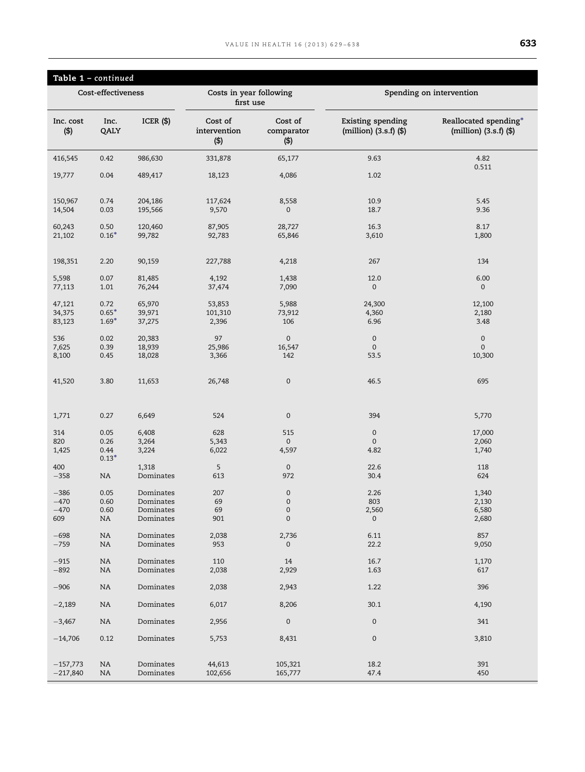**Table 1 – *continued***

| Cost-effectiveness | | | Costs in year following first use | | Spending on intervention | |
|---|---|---|---|---|---|---|
| Inc. cost ($) | Inc. QALY | ICER ($) | Cost of intervention ($) | Cost of comparator ($) | Existing spending (million) (3.s.f) ($) | Reallocated spending* (million) (3.s.f) ($) |
| 416,545 | 0.42 | 986,630 | 331,878 | 65,177 | 9.63 | 4.82 |
| 19,777 | 0.04 | 489,417 | 18,123 | 4,086 | 1.02 | 0.511 |
| 150,967 | 0.74 | 204,186 | 117,624 | 8,558 | 10.9 | 5.45 |
| 14,504 | 0.03 | 195,566 | 9,570 | 0 | 18.7 | 9.36 |
| 60,243 | 0.50 | 120,460 | 87,905 | 28,727 | 16.3 | 8.17 |
| 21,102 | 0.16* | 99,782 | 92,783 | 65,846 | 3,610 | 1,800 |
| 198,351 | 2.20 | 90,159 | 227,788 | 4,218 | 267 | 134 |
| 5,598 | 0.07 | 81,485 | 4,192 | 1,438 | 12.0 | 6.00 |
| 77,113 | 1.01 | 76,244 | 37,474 | 7,090 | 0 | 0 |
| 47,121 | 0.72 | 65,970 | 53,853 | 5,988 | 24,300 | 12,100 |
| 34,375 | 0.65* | 39,971 | 101,310 | 73,912 | 4,360 | 2,180 |
| 83,123 | 1.69* | 37,275 | 2,396 | 106 | 6.96 | 3.48 |
| 536 | 0.02 | 20,383 | 97 | 0 | 0 | 0 |
| 7,625 | 0.39 | 18,939 | 25,986 | 16,547 | 0 | 0 |
| 8,100 | 0.45 | 18,028 | 3,366 | 142 | 53.5 | 10,300 |
| 41,520 | 3.80 | 11,653 | 26,748 | 0 | 46.5 | 695 |
| 1,771 | 0.27 | 6,649 | 524 | 0 | 394 | 5,770 |
| 314 | 0.05 | 6,408 | 628 | 515 | 0 | 17,000 |
| 820 | 0.26 | 3,264 | 5,343 | 0 | 0 | 2,060 |
| 1,425 | 0.44 | 3,224 | 6,022 | 4,597 | 4.82 | 1,740 |
| 400 | 0.13* | 1,318 | 5 | 0 | 22.6 | 118 |
| −358 | NA | Dominates | 613 | 972 | 30.4 | 624 |
| −386 | 0.05 | Dominates | 207 | 0 | 2.26 | 1,340 |
| −470 | 0.60 | Dominates | 69 | 0 | 803 | 2,130 |
| −470 | 0.60 | Dominates | 69 | 0 | 2,560 | 6,580 |
| 609 | NA | Dominates | 901 | 0 | 0 | 2,680 |
| −698 | NA | Dominates | 2,038 | 2,736 | 6.11 | 857 |
| −759 | NA | Dominates | 953 | 0 | 22.2 | 9,050 |
| −915 | NA | Dominates | 110 | 14 | 16.7 | 1,170 |
| −892 | NA | Dominates | 2,038 | 2,929 | 1.63 | 617 |
| −906 | NA | Dominates | 2,038 | 2,943 | 1.22 | 396 |
| −2,189 | NA | Dominates | 6,017 | 8,206 | 30.1 | 4,190 |
| −3,467 | NA | Dominates | 2,956 | 0 | 0 | 341 |
| −14,706 | 0.12 | Dominates | 5,753 | 8,431 | 0 | 3,810 |
| −157,773 | NA | Dominates | 44,613 | 105,321 | 18.2 | 391 |
| −217,840 | NA | Dominates | 102,656 | 165,777 | 47.4 | 450 |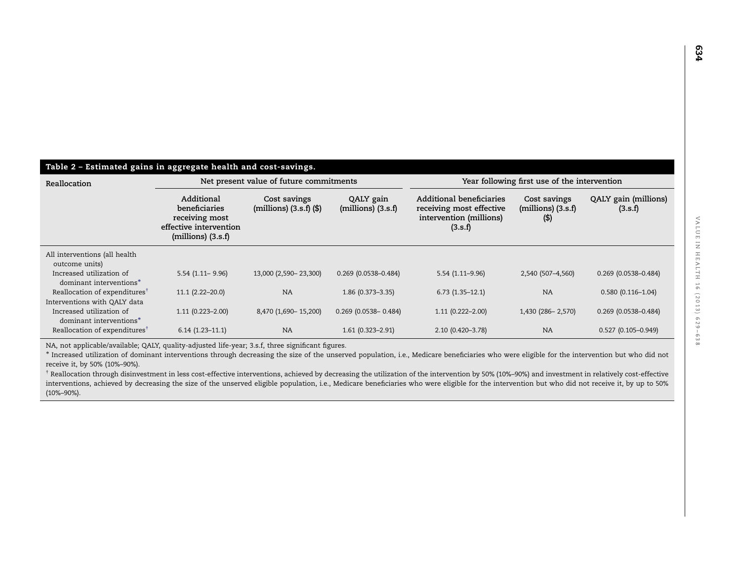**Table 2 – Estimated gains in aggregate health and cost-savings.**

| Reallocation | Net present value of future commitments | | | Year following first use of the intervention | | |
|---|---|---|---|---|---|---|
| | Additional beneficiaries receiving most effective intervention (millions) (3.s.f) | Cost savings (millions) (3.s.f) ($) | QALY gain (millions) (3.s.f) | Additional beneficiaries receiving most effective intervention (millions) (3.s.f) | Cost savings (millions) (3.s.f) ($) | QALY gain (millions) (3.s.f) |
| All interventions (all health outcome units) | | | | | | |
| Increased utilization of dominant interventions* | 5.54 (1.11– 9.96) | 13,000 (2,590– 23,300) | 0.269 (0.0538–0.484) | 5.54 (1.11–9.96) | 2,540 (507–4,560) | 0.269 (0.0538–0.484) |
| Reallocation of expenditures† | 11.1 (2.22–20.0) | NA | 1.86 (0.373–3.35) | 6.73 (1.35–12.1) | NA | 0.580 (0.116–1.04) |
| Interventions with QALY data | | | | | | |
| Increased utilization of dominant interventions* | 1.11 (0.223–2.00) | 8,470 (1,690– 15,200) | 0.269 (0.0538– 0.484) | 1.11 (0.222–2.00) | 1,430 (286– 2,570) | 0.269 (0.0538–0.484) |
| Reallocation of expenditures† | 6.14 (1.23–11.1) | NA | 1.61 (0.323–2.91) | 2.10 (0.420–3.78) | NA | 0.527 (0.105–0.949) |

NA, not applicable/available; QALY, quality-adjusted life-year; 3.s.f, three significant figures.

\* Increased utilization of dominant interventions through decreasing the size of the unserved population, i.e., Medicare beneficiaries who were eligible for the intervention but who did not receive it, by 50% (10%–90%).

† Reallocation through disinvestment in less cost-effective interventions, achieved by decreasing the utilization of the intervention by 50% (10%–90%) and investment in relatively cost-effective interventions, achieved by decreasing the size of the unserved eligible population, i.e., Medicare beneficiaries who were eligible for the intervention but who did not receive it, by up to 50% (10%–90%).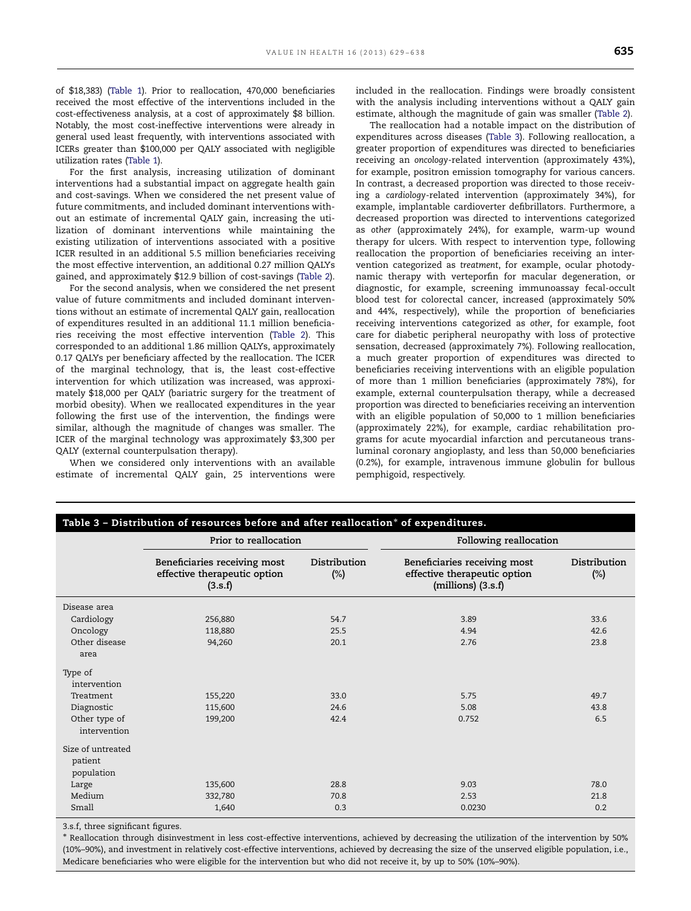of $18,383) (Table 1). Prior to reallocation, 470,000 beneficiaries received the most effective of the interventions included in the cost-effectiveness analysis, at a cost of approximately $8 billion. Notably, the most cost-ineffective interventions were already in general used least frequently, with interventions associated with ICERs greater than $100,000 per QALY associated with negligible utilization rates (Table 1).

For the first analysis, increasing utilization of dominant interventions had a substantial impact on aggregate health gain and cost-savings. When we considered the net present value of future commitments, and included dominant interventions without an estimate of incremental QALY gain, increasing the utilization of dominant interventions while maintaining the existing utilization of interventions associated with a positive ICER resulted in an additional 5.5 million beneficiaries receiving the most effective intervention, an additional 0.27 million QALYs gained, and approximately $12.9 billion of cost-savings (Table 2).

For the second analysis, when we considered the net present value of future commitments and included dominant interventions without an estimate of incremental QALY gain, reallocation of expenditures resulted in an additional 11.1 million beneficiaries receiving the most effective intervention (Table 2). This corresponded to an additional 1.86 million QALYs, approximately 0.17 QALYs per beneficiary affected by the reallocation. The ICER of the marginal technology, that is, the least cost-effective intervention for which utilization was increased, was approximately $18,000 per QALY (bariatric surgery for the treatment of morbid obesity). When we reallocated expenditures in the year following the first use of the intervention, the findings were similar, although the magnitude of changes was smaller. The ICER of the marginal technology was approximately $3,300 per QALY (external counterpulsation therapy).

When we considered only interventions with an available estimate of incremental QALY gain, 25 interventions were included in the reallocation. Findings were broadly consistent with the analysis including interventions without a QALY gain estimate, although the magnitude of gain was smaller (Table 2).

The reallocation had a notable impact on the distribution of expenditures across diseases (Table 3). Following reallocation, a greater proportion of expenditures was directed to beneficiaries receiving an *oncology*-related intervention (approximately 43%), for example, positron emission tomography for various cancers. In contrast, a decreased proportion was directed to those receiving a *cardiology*-related intervention (approximately 34%), for example, implantable cardioverter defibrillators. Furthermore, a decreased proportion was directed to interventions categorized as *other* (approximately 24%), for example, warm-up wound therapy for ulcers. With respect to intervention type, following reallocation the proportion of beneficiaries receiving an intervention categorized as *treatment*, for example, ocular photodynamic therapy with verteporfin for macular degeneration, or diagnostic, for example, screening immunoassay fecal-occult blood test for colorectal cancer, increased (approximately 50% and 44%, respectively), while the proportion of beneficiaries receiving interventions categorized as *other*, for example, foot care for diabetic peripheral neuropathy with loss of protective sensation, decreased (approximately 7%). Following reallocation, a much greater proportion of expenditures was directed to beneficiaries receiving interventions with an eligible population of more than 1 million beneficiaries (approximately 78%), for example, external counterpulsation therapy, while a decreased proportion was directed to beneficiaries receiving an intervention with an eligible population of 50,000 to 1 million beneficiaries (approximately 22%), for example, cardiac rehabilitation programs for acute myocardial infarction and percutaneous transluminal coronary angioplasty, and less than 50,000 beneficiaries (0.2%), for example, intravenous immune globulin for bullous pemphigoid, respectively.

**Table 3 – Distribution of resources before and after reallocation* of expenditures.**

| | Prior to reallocation | | Following reallocation | |
|---|---|---|---|---|
| | Beneficiaries receiving most effective therapeutic option (3.s.f) | Distribution (%) | Beneficiaries receiving most effective therapeutic option (millions) (3.s.f) | Distribution (%) |
| Disease area | | | | |
| Cardiology | 256,880 | 54.7 | 3.89 | 33.6 |
| Oncology | 118,880 | 25.5 | 4.94 | 42.6 |
| Other disease area | 94,260 | 20.1 | 2.76 | 23.8 |
| Type of intervention | | | | |
| Treatment | 155,220 | 33.0 | 5.75 | 49.7 |
| Diagnostic | 115,600 | 24.6 | 5.08 | 43.8 |
| Other type of intervention | 199,200 | 42.4 | 0.752 | 6.5 |
| Size of untreated patient population | | | | |
| Large | 135,600 | 28.8 | 9.03 | 78.0 |
| Medium | 332,780 | 70.8 | 2.53 | 21.8 |
| Small | 1,640 | 0.3 | 0.0230 | 0.2 |

3.s.f, three significant figures.

* Reallocation through disinvestment in less cost-effective interventions, achieved by decreasing the utilization of the intervention by 50% (10%–90%), and investment in relatively cost-effective interventions, achieved by decreasing the size of the unserved eligible population, i.e., Medicare beneficiaries who were eligible for the intervention but who did not receive it, by up to 50% (10%–90%).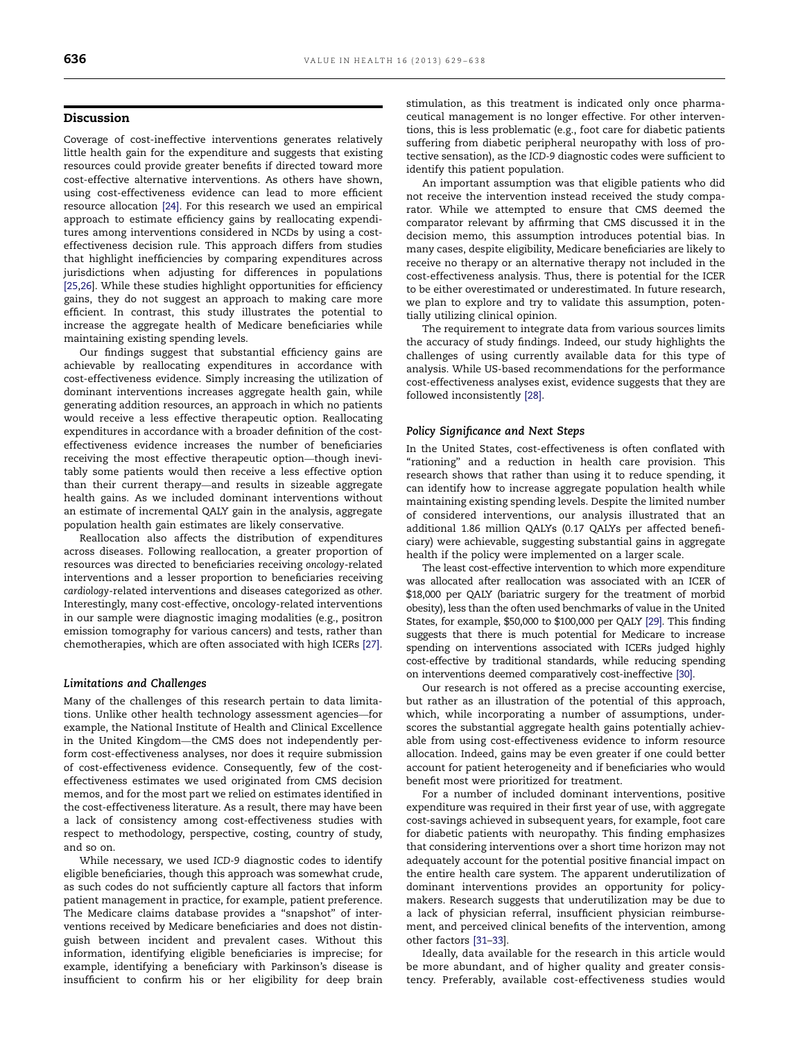## Discussion

Coverage of cost-ineffective interventions generates relatively little health gain for the expenditure and suggests that existing resources could provide greater benefits if directed toward more cost-effective alternative interventions. As others have shown, using cost-effectiveness evidence can lead to more efficient resource allocation [24]. For this research we used an empirical approach to estimate efficiency gains by reallocating expenditures among interventions considered in NCDs by using a cost-effectiveness decision rule. This approach differs from studies that highlight inefficiencies by comparing expenditures across jurisdictions when adjusting for differences in populations [25,26]. While these studies highlight opportunities for efficiency gains, they do not suggest an approach to making care more efficient. In contrast, this study illustrates the potential to increase the aggregate health of Medicare beneficiaries while maintaining existing spending levels.

Our findings suggest that substantial efficiency gains are achievable by reallocating expenditures in accordance with cost-effectiveness evidence. Simply increasing the utilization of dominant interventions increases aggregate health gain, while generating addition resources, an approach in which no patients would receive a less effective therapeutic option. Reallocating expenditures in accordance with a broader definition of the cost-effectiveness evidence increases the number of beneficiaries receiving the most effective therapeutic option—though inevitably some patients would then receive a less effective option than their current therapy—and results in sizeable aggregate health gains. As we included dominant interventions without an estimate of incremental QALY gain in the analysis, aggregate population health gain estimates are likely conservative.

Reallocation also affects the distribution of expenditures across diseases. Following reallocation, a greater proportion of resources was directed to beneficiaries receiving *oncology*-related interventions and a lesser proportion to beneficiaries receiving *cardiology*-related interventions and diseases categorized as *other.* Interestingly, many cost-effective, oncology-related interventions in our sample were diagnostic imaging modalities (e.g., positron emission tomography for various cancers) and tests, rather than chemotherapies, which are often associated with high ICERs [27].

### Limitations and Challenges

Many of the challenges of this research pertain to data limitations. Unlike other health technology assessment agencies—for example, the National Institute of Health and Clinical Excellence in the United Kingdom—the CMS does not independently perform cost-effectiveness analyses, nor does it require submission of cost-effectiveness evidence. Consequently, few of the cost-effectiveness estimates we used originated from CMS decision memos, and for the most part we relied on estimates identified in the cost-effectiveness literature. As a result, there may have been a lack of consistency among cost-effectiveness studies with respect to methodology, perspective, costing, country of study, and so on.

While necessary, we used *ICD-9* diagnostic codes to identify eligible beneficiaries, though this approach was somewhat crude, as such codes do not sufficiently capture all factors that inform patient management in practice, for example, patient preference. The Medicare claims database provides a "snapshot" of interventions received by Medicare beneficiaries and does not distinguish between incident and prevalent cases. Without this information, identifying eligible beneficiaries is imprecise; for example, identifying a beneficiary with Parkinson's disease is insufficient to confirm his or her eligibility for deep brain stimulation, as this treatment is indicated only once pharmaceutical management is no longer effective. For other interventions, this is less problematic (e.g., foot care for diabetic patients suffering from diabetic peripheral neuropathy with loss of protective sensation), as the *ICD-9* diagnostic codes were sufficient to identify this patient population.

An important assumption was that eligible patients who did not receive the intervention instead received the study comparator. While we attempted to ensure that CMS deemed the comparator relevant by affirming that CMS discussed it in the decision memo, this assumption introduces potential bias. In many cases, despite eligibility, Medicare beneficiaries are likely to receive no therapy or an alternative therapy not included in the cost-effectiveness analysis. Thus, there is potential for the ICER to be either overestimated or underestimated. In future research, we plan to explore and try to validate this assumption, potentially utilizing clinical opinion.

The requirement to integrate data from various sources limits the accuracy of study findings. Indeed, our study highlights the challenges of using currently available data for this type of analysis. While US-based recommendations for the performance cost-effectiveness analyses exist, evidence suggests that they are followed inconsistently [28].

### Policy Significance and Next Steps

In the United States, cost-effectiveness is often conflated with "rationing" and a reduction in health care provision. This research shows that rather than using it to reduce spending, it can identify how to increase aggregate population health while maintaining existing spending levels. Despite the limited number of considered interventions, our analysis illustrated that an additional 1.86 million QALYs (0.17 QALYs per affected beneficiary) were achievable, suggesting substantial gains in aggregate health if the policy were implemented on a larger scale.

The least cost-effective intervention to which more expenditure was allocated after reallocation was associated with an ICER of $18,000 per QALY (bariatric surgery for the treatment of morbid obesity), less than the often used benchmarks of value in the United States, for example, $50,000 to $100,000 per QALY [29]. This finding suggests that there is much potential for Medicare to increase spending on interventions associated with ICERs judged highly cost-effective by traditional standards, while reducing spending on interventions deemed comparatively cost-ineffective [30].

Our research is not offered as a precise accounting exercise, but rather as an illustration of the potential of this approach, which, while incorporating a number of assumptions, underscores the substantial aggregate health gains potentially achievable from using cost-effectiveness evidence to inform resource allocation. Indeed, gains may be even greater if one could better account for patient heterogeneity and if beneficiaries who would benefit most were prioritized for treatment.

For a number of included dominant interventions, positive expenditure was required in their first year of use, with aggregate cost-savings achieved in subsequent years, for example, foot care for diabetic patients with neuropathy. This finding emphasizes that considering interventions over a short time horizon may not adequately account for the potential positive financial impact on the entire health care system. The apparent underutilization of dominant interventions provides an opportunity for policymakers. Research suggests that underutilization may be due to a lack of physician referral, insufficient physician reimbursement, and perceived clinical benefits of the intervention, among other factors [31–33].

Ideally, data available for the research in this article would be more abundant, and of higher quality and greater consistency. Preferably, available cost-effectiveness studies would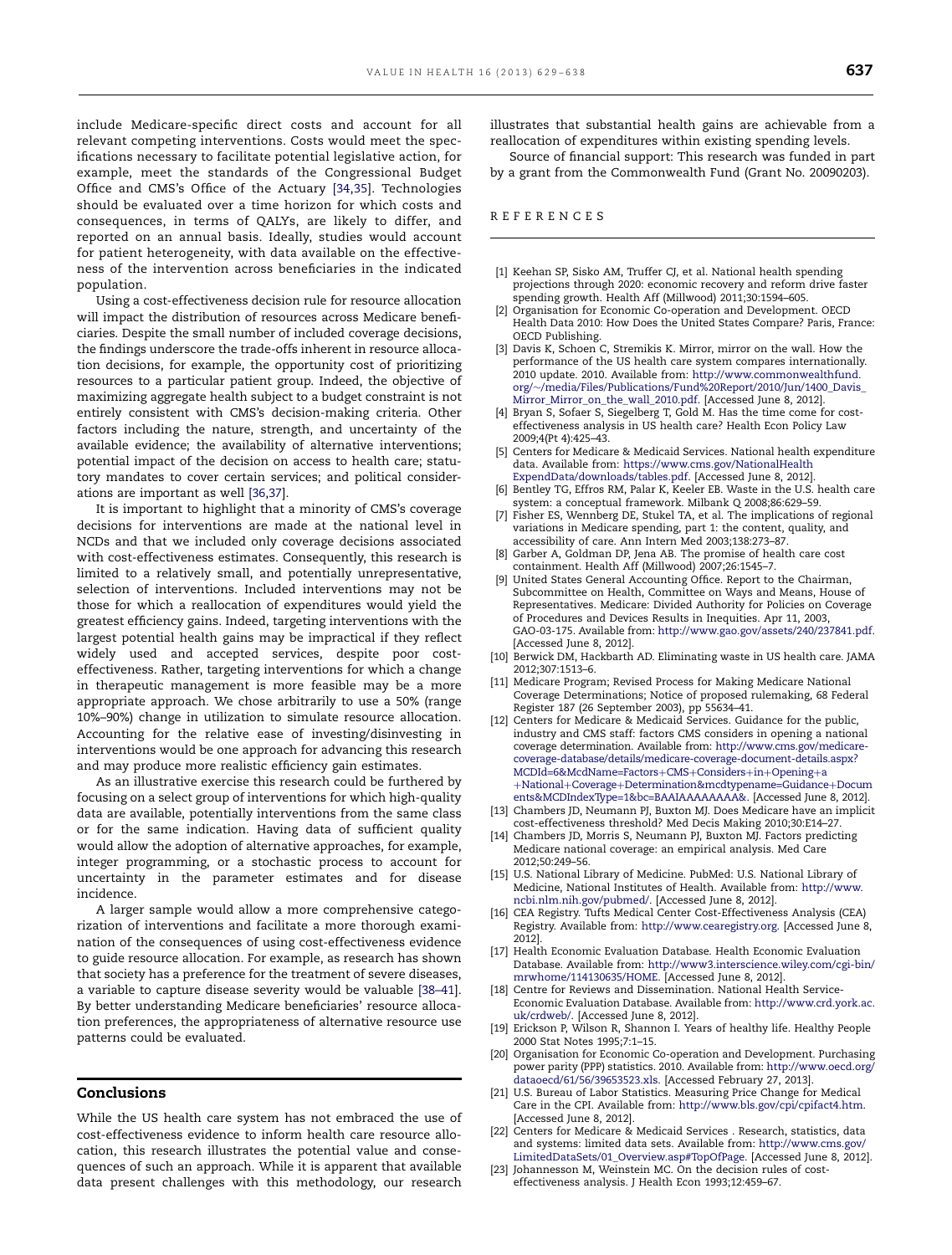include Medicare-specific direct costs and account for all relevant competing interventions. Costs would meet the specifications necessary to facilitate potential legislative action, for example, meet the standards of the Congressional Budget Office and CMS's Office of the Actuary [34,35]. Technologies should be evaluated over a time horizon for which costs and consequences, in terms of QALYs, are likely to differ, and reported on an annual basis. Ideally, studies would account for patient heterogeneity, with data available on the effectiveness of the intervention across beneficiaries in the indicated population.

Using a cost-effectiveness decision rule for resource allocation will impact the distribution of resources across Medicare beneficiaries. Despite the small number of included coverage decisions, the findings underscore the trade-offs inherent in resource allocation decisions, for example, the opportunity cost of prioritizing resources to a particular patient group. Indeed, the objective of maximizing aggregate health subject to a budget constraint is not entirely consistent with CMS's decision-making criteria. Other factors including the nature, strength, and uncertainty of the available evidence; the availability of alternative interventions; potential impact of the decision on access to health care; statutory mandates to cover certain services; and political considerations are important as well [36,37].

It is important to highlight that a minority of CMS's coverage decisions for interventions are made at the national level in NCDs and that we included only coverage decisions associated with cost-effectiveness estimates. Consequently, this research is limited to a relatively small, and potentially unrepresentative, selection of interventions. Included interventions may not be those for which a reallocation of expenditures would yield the greatest efficiency gains. Indeed, targeting interventions with the largest potential health gains may be impractical if they reflect widely used and accepted services, despite poor cost-effectiveness. Rather, targeting interventions for which a change in therapeutic management is more feasible may be a more appropriate approach. We chose arbitrarily to use a 50% (range 10%–90%) change in utilization to simulate resource allocation. Accounting for the relative ease of investing/disinvesting in interventions would be one approach for advancing this research and may produce more realistic efficiency gain estimates.

As an illustrative exercise this research could be furthered by focusing on a select group of interventions for which high-quality data are available, potentially interventions from the same class or for the same indication. Having data of sufficient quality would allow the adoption of alternative approaches, for example, integer programming, or a stochastic process to account for uncertainty in the parameter estimates and for disease incidence.

A larger sample would allow a more comprehensive categorization of interventions and facilitate a more thorough examination of the consequences of using cost-effectiveness evidence to guide resource allocation. For example, as research has shown that society has a preference for the treatment of severe diseases, a variable to capture disease severity would be valuable [38–41]. By better understanding Medicare beneficiaries' resource allocation preferences, the appropriateness of alternative resource use patterns could be evaluated.

## Conclusions

While the US health care system has not embraced the use of cost-effectiveness evidence to inform health care resource allocation, this research illustrates the potential value and consequences of such an approach. While it is apparent that available data present challenges with this methodology, our research illustrates that substantial health gains are achievable from a reallocation of expenditures within existing spending levels.

Source of financial support: This research was funded in part by a grant from the Commonwealth Fund (Grant No. 20090203).

## REFERENCES

[1] Keehan SP, Sisko AM, Truffer CJ, et al. National health spending projections through 2020: economic recovery and reform drive faster spending growth. Health Aff (Millwood) 2011;30:1594–605.

[2] Organisation for Economic Co-operation and Development. OECD Health Data 2010: How Does the United States Compare? Paris, France: OECD Publishing.

[3] Davis K, Schoen C, Stremikis K. Mirror, mirror on the wall. How the performance of the US health care system compares internationally. 2010 update. 2010. Available from: http://www.commonwealthfund.org/~/media/Files/Publications/Fund%20Report/2010/Jun/1400_Davis_Mirror_Mirror_on_the_wall_2010.pdf. [Accessed June 8, 2012].

[4] Bryan S, Sofaer S, Siegelberg T, Gold M. Has the time come for cost-effectiveness analysis in US health care? Health Econ Policy Law 2009;4(Pt 4):425–43.

[5] Centers for Medicare & Medicaid Services. National health expenditure data. Available from: https://www.cms.gov/NationalHealthExpendData/downloads/tables.pdf. [Accessed June 8, 2012].

[6] Bentley TG, Effros RM, Palar K, Keeler EB. Waste in the U.S. health care system: a conceptual framework. Milbank Q 2008;86:629–59.

[7] Fisher ES, Wennberg DE, Stukel TA, et al. The implications of regional variations in Medicare spending, part 1: the content, quality, and accessibility of care. Ann Intern Med 2003;138:273–87.

[8] Garber A, Goldman DP, Jena AB. The promise of health care cost containment. Health Aff (Millwood) 2007;26:1545–7.

[9] United States General Accounting Office. Report to the Chairman, Subcommittee on Health, Committee on Ways and Means, House of Representatives. Medicare: Divided Authority for Policies on Coverage of Procedures and Devices Results in Inequities. Apr 11, 2003, GAO-03-175. Available from: http://www.gao.gov/assets/240/237841.pdf. [Accessed June 8, 2012].

[10] Berwick DM, Hackbarth AD. Eliminating waste in US health care. JAMA 2012;307:1513–6.

[11] Medicare Program; Revised Process for Making Medicare National Coverage Determinations; Notice of proposed rulemaking, 68 Federal Register 187 (26 September 2003), pp 55634–41.

[12] Centers for Medicare & Medicaid Services. Guidance for the public, industry and CMS staff: factors CMS considers in opening a national coverage determination. Available from: http://www.cms.gov/medicare-coverage-database/details/medicare-coverage-document-details.aspx?MCDId=6&McdName=Factors+CMS+Considers+in+Opening+a+National+Coverage+Determination&mcdtypename=Guidance+Documents&MCDIndexType=1&bc=BAAIAAAAAAAA&. [Accessed June 8, 2012].

[13] Chambers JD, Neumann PJ, Buxton MJ. Does Medicare have an implicit cost-effectiveness threshold? Med Decis Making 2010;30:E14–27.

[14] Chambers JD, Morris S, Neumann PJ, Buxton MJ. Factors predicting Medicare national coverage: an empirical analysis. Med Care 2012;50:249–56.

[15] U.S. National Library of Medicine. PubMed: U.S. National Library of Medicine, National Institutes of Health. Available from: http://www.ncbi.nlm.nih.gov/pubmed/. [Accessed June 8, 2012].

[16] CEA Registry. Tufts Medical Center Cost-Effectiveness Analysis (CEA) Registry. Available from: http://www.cearegistry.org. [Accessed June 8, 2012].

[17] Health Economic Evaluation Database. Health Economic Evaluation Database. Available from: http://www3.interscience.wiley.com/cgi-bin/mrwhome/114130635/HOME. [Accessed June 8, 2012].

[18] Centre for Reviews and Dissemination. National Health Service-Economic Evaluation Database. Available from: http://www.crd.york.ac.uk/crdweb/. [Accessed June 8, 2012].

[19] Erickson P, Wilson R, Shannon I. Years of healthy life. Healthy People 2000 Stat Notes 1995;7:1–15.

[20] Organisation for Economic Co-operation and Development. Purchasing power parity (PPP) statistics. 2010. Available from: http://www.oecd.org/dataoecd/61/56/39653523.xls. [Accessed February 27, 2013].

[21] U.S. Bureau of Labor Statistics. Measuring Price Change for Medical Care in the CPI. Available from: http://www.bls.gov/cpi/cpifact4.htm. [Accessed June 8, 2012].

[22] Centers for Medicare & Medicaid Services . Research, statistics, data and systems: limited data sets. Available from: http://www.cms.gov/LimitedDataSets/01_Overview.asp#TopOfPage. [Accessed June 8, 2012].

[23] Johannesson M, Weinstein MC. On the decision rules of cost-effectiveness analysis. J Health Econ 1993;12:459–67.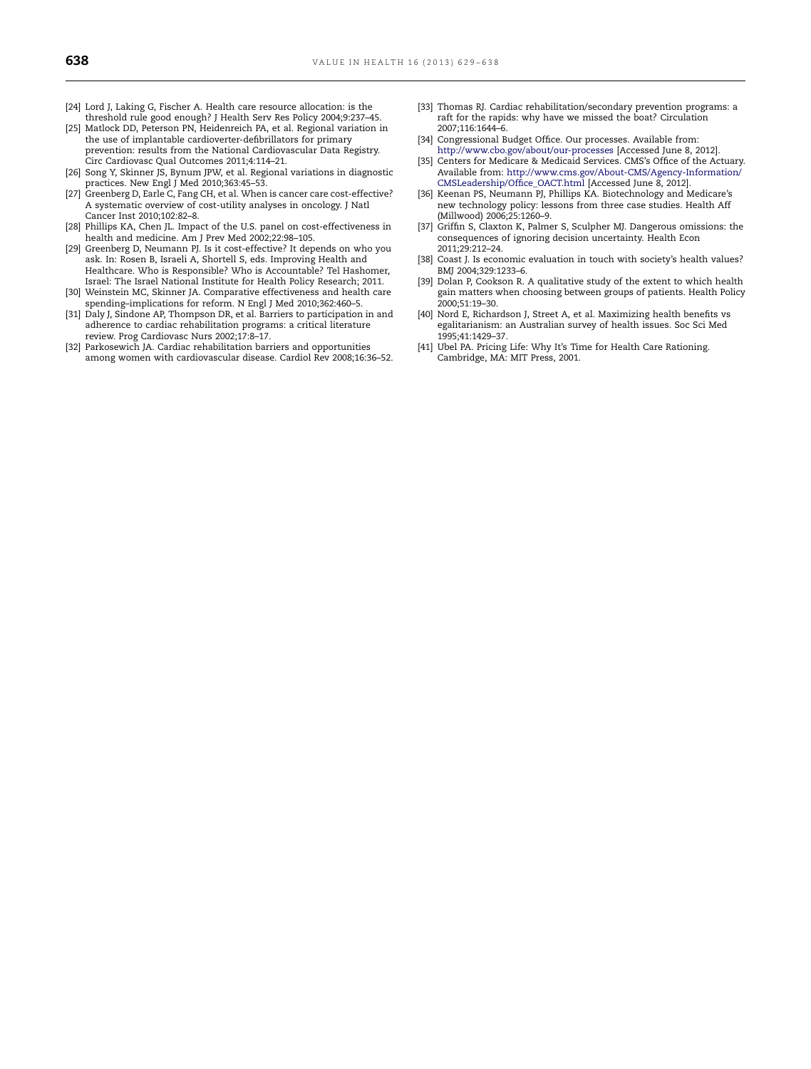[24] Lord J, Laking G, Fischer A. Health care resource allocation: is the threshold rule good enough? J Health Serv Res Policy 2004;9:237–45.

[25] Matlock DD, Peterson PN, Heidenreich PA, et al. Regional variation in the use of implantable cardioverter-defibrillators for primary prevention: results from the National Cardiovascular Data Registry. Circ Cardiovasc Qual Outcomes 2011;4:114–21.

[26] Song Y, Skinner JS, Bynum JPW, et al. Regional variations in diagnostic practices. New Engl J Med 2010;363:45–53.

[27] Greenberg D, Earle C, Fang CH, et al. When is cancer care cost-effective? A systematic overview of cost-utility analyses in oncology. J Natl Cancer Inst 2010;102:82–8.

[28] Phillips KA, Chen JL. Impact of the U.S. panel on cost-effectiveness in health and medicine. Am J Prev Med 2002;22:98–105.

[29] Greenberg D, Neumann PJ. Is it cost-effective? It depends on who you ask. In: Rosen B, Israeli A, Shortell S, eds. Improving Health and Healthcare. Who is Responsible? Who is Accountable? Tel Hashomer, Israel: The Israel National Institute for Health Policy Research; 2011.

[30] Weinstein MC, Skinner JA. Comparative effectiveness and health care spending–implications for reform. N Engl J Med 2010;362:460–5.

[31] Daly J, Sindone AP, Thompson DR, et al. Barriers to participation in and adherence to cardiac rehabilitation programs: a critical literature review. Prog Cardiovasc Nurs 2002;17:8–17.

[32] Parkosewich JA. Cardiac rehabilitation barriers and opportunities among women with cardiovascular disease. Cardiol Rev 2008;16:36–52.

[33] Thomas RJ. Cardiac rehabilitation/secondary prevention programs: a raft for the rapids: why have we missed the boat? Circulation 2007;116:1644–6.

[34] Congressional Budget Office. Our processes. Available from: http://www.cbo.gov/about/our-processes [Accessed June 8, 2012].

[35] Centers for Medicare & Medicaid Services. CMS's Office of the Actuary. Available from: http://www.cms.gov/About-CMS/Agency-Information/CMSLeadership/Office_OACT.html [Accessed June 8, 2012].

[36] Keenan PS, Neumann PJ, Phillips KA. Biotechnology and Medicare's new technology policy: lessons from three case studies. Health Aff (Millwood) 2006;25:1260–9.

[37] Griffin S, Claxton K, Palmer S, Sculpher MJ. Dangerous omissions: the consequences of ignoring decision uncertainty. Health Econ 2011;29:212–24.

[38] Coast J. Is economic evaluation in touch with society's health values? BMJ 2004;329:1233–6.

[39] Dolan P, Cookson R. A qualitative study of the extent to which health gain matters when choosing between groups of patients. Health Policy 2000;51:19–30.

[40] Nord E, Richardson J, Street A, et al. Maximizing health benefits vs egalitarianism: an Australian survey of health issues. Soc Sci Med 1995;41:1429–37.

[41] Ubel PA. Pricing Life: Why It's Time for Health Care Rationing. Cambridge, MA: MIT Press, 2001.